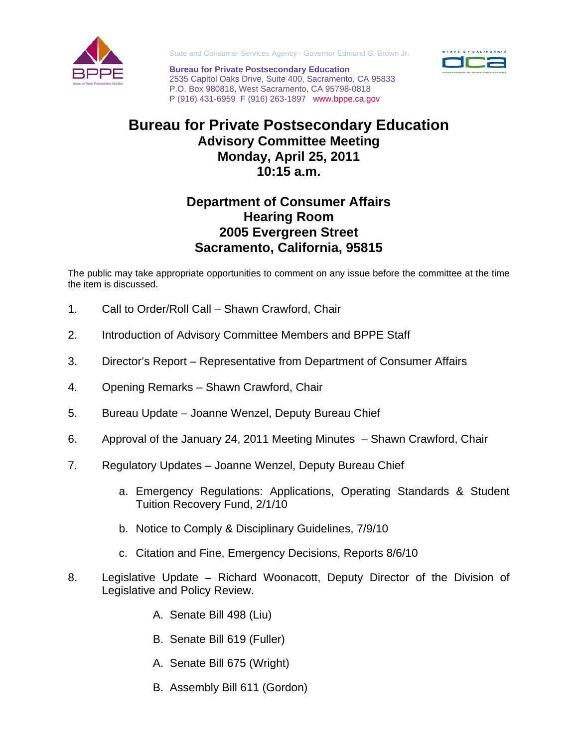State and Consumer Services Agency - Governor Edmund G. Brown Jr.

**Bureau for Private Postsecondary Education**
2535 Capitol Oaks Drive, Suite 400, Sacramento, CA 95833
P.O. Box 980818, West Sacramento, CA 95798-0818
P (916) 431-6959 F (916) 263-1897 www.bppe.ca.gov

# Bureau for Private Postsecondary Education

## Advisory Committee Meeting
## Monday, April 25, 2011
## 10:15 a.m.

## Department of Consumer Affairs
## Hearing Room
## 2005 Evergreen Street
## Sacramento, California, 95815

The public may take appropriate opportunities to comment on any issue before the committee at the time the item is discussed.

1. Call to Order/Roll Call – Shawn Crawford, Chair

2. Introduction of Advisory Committee Members and BPPE Staff

3. Director's Report – Representative from Department of Consumer Affairs

4. Opening Remarks – Shawn Crawford, Chair

5. Bureau Update – Joanne Wenzel, Deputy Bureau Chief

6. Approval of the January 24, 2011 Meeting Minutes – Shawn Crawford, Chair

7. Regulatory Updates – Joanne Wenzel, Deputy Bureau Chief

   a. Emergency Regulations: Applications, Operating Standards & Student Tuition Recovery Fund, 2/1/10

   b. Notice to Comply & Disciplinary Guidelines, 7/9/10

   c. Citation and Fine, Emergency Decisions, Reports 8/6/10

8. Legislative Update – Richard Woonacott, Deputy Director of the Division of Legislative and Policy Review.

   A. Senate Bill 498 (Liu)

   B. Senate Bill 619 (Fuller)

   A. Senate Bill 675 (Wright)

   B. Assembly Bill 611 (Gordon)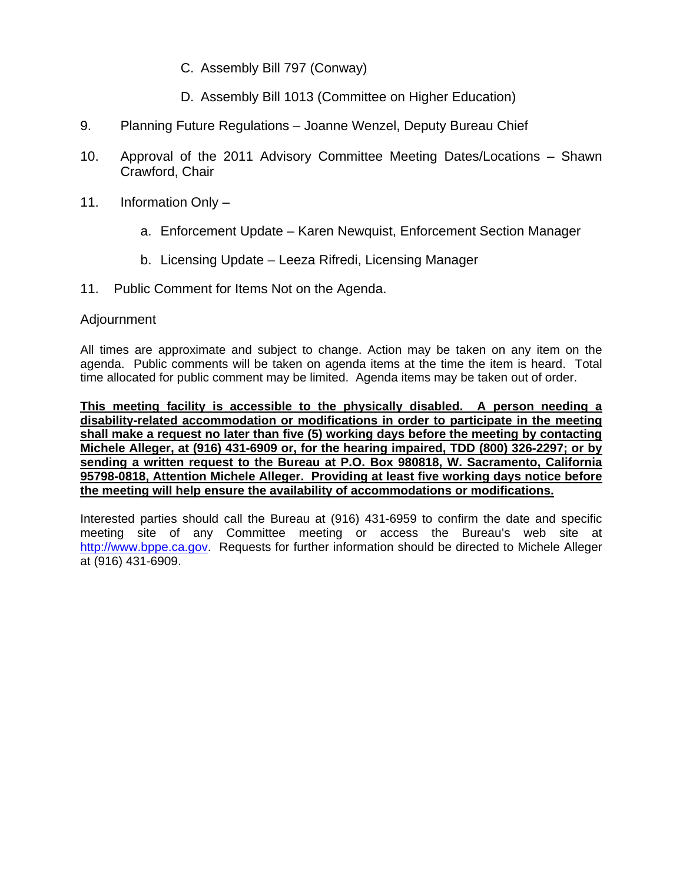C. Assembly Bill 797 (Conway)

D. Assembly Bill 1013 (Committee on Higher Education)

9. Planning Future Regulations – Joanne Wenzel, Deputy Bureau Chief

10. Approval of the 2011 Advisory Committee Meeting Dates/Locations – Shawn Crawford, Chair

11. Information Only –

    a. Enforcement Update – Karen Newquist, Enforcement Section Manager

    b. Licensing Update – Leeza Rifredi, Licensing Manager

11. Public Comment for Items Not on the Agenda.

Adjournment

All times are approximate and subject to change. Action may be taken on any item on the agenda. Public comments will be taken on agenda items at the time the item is heard. Total time allocated for public comment may be limited. Agenda items may be taken out of order.

**<u>This meeting facility is accessible to the physically disabled. A person needing a disability-related accommodation or modifications in order to participate in the meeting shall make a request no later than five (5) working days before the meeting by contacting Michele Alleger, at (916) 431-6909 or, for the hearing impaired, TDD (800) 326-2297; or by sending a written request to the Bureau at P.O. Box 980818, W. Sacramento, California 95798-0818, Attention Michele Alleger. Providing at least five working days notice before the meeting will help ensure the availability of accommodations or modifications.</u>**

Interested parties should call the Bureau at (916) 431-6959 to confirm the date and specific meeting site of any Committee meeting or access the Bureau's web site at http://www.bppe.ca.gov. Requests for further information should be directed to Michele Alleger at (916) 431-6909.